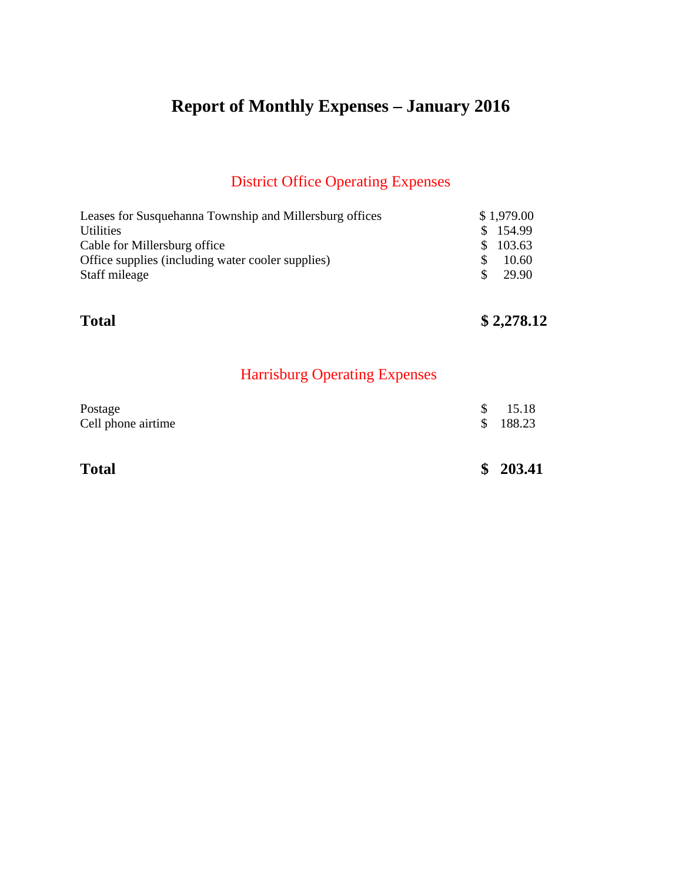# Report of Monthly Expenses – January 2016

## District Office Operating Expenses

| | |
|---|---|
| Leases for Susquehanna Township and Millersburg offices | $ 1,979.00 |
| Utilities | $ 154.99 |
| Cable for Millersburg office | $ 103.63 |
| Office supplies (including water cooler supplies) | $ 10.60 |
| Staff mileage | $ 29.90 |
| **Total** | **$ 2,278.12** |

## Harrisburg Operating Expenses

| | |
|---|---|
| Postage | $ 15.18 |
| Cell phone airtime | $ 188.23 |
| **Total** | **$ 203.41** |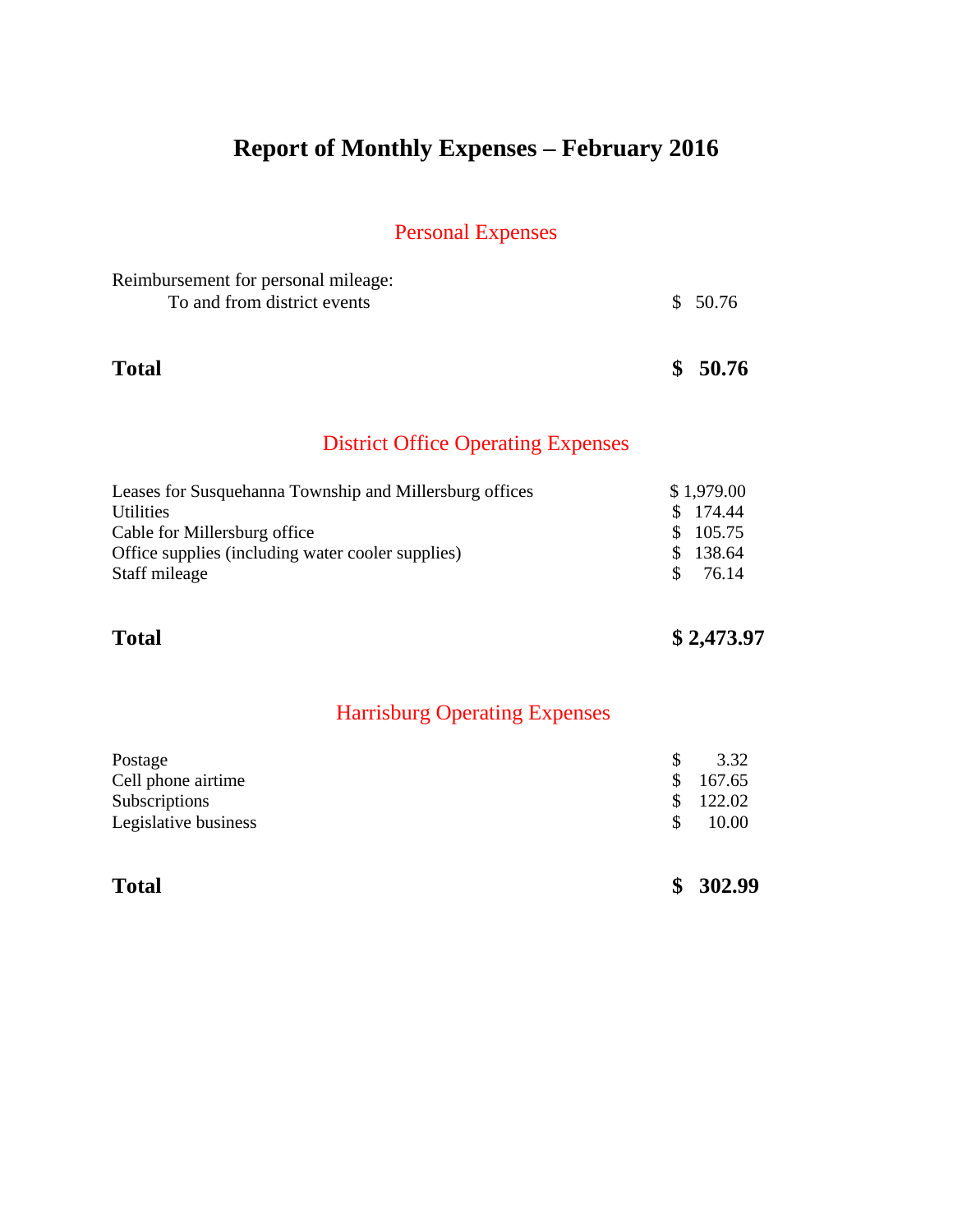# Report of Monthly Expenses – February 2016

## Personal Expenses

| | |
|---|---|
| Reimbursement for personal mileage: | |
| To and from district events | $ 50.76 |
| **Total** | **$ 50.76** |

## District Office Operating Expenses

| | |
|---|---|
| Leases for Susquehanna Township and Millersburg offices | $ 1,979.00 |
| Utilities | $ 174.44 |
| Cable for Millersburg office | $ 105.75 |
| Office supplies (including water cooler supplies) | $ 138.64 |
| Staff mileage | $ 76.14 |
| **Total** | **$ 2,473.97** |

## Harrisburg Operating Expenses

| | |
|---|---|
| Postage | $ 3.32 |
| Cell phone airtime | $ 167.65 |
| Subscriptions | $ 122.02 |
| Legislative business | $ 10.00 |
| **Total** | **$ 302.99** |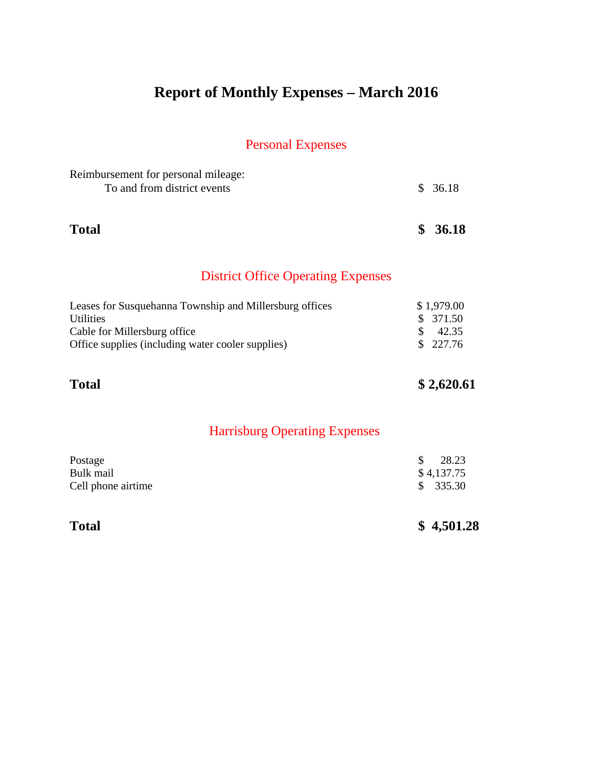# Report of Monthly Expenses – March 2016

## Personal Expenses

| | |
|---|---|
| Reimbursement for personal mileage: | |
| To and from district events | $ 36.18 |
| **Total** | **$ 36.18** |

## District Office Operating Expenses

| | |
|---|---|
| Leases for Susquehanna Township and Millersburg offices | $ 1,979.00 |
| Utilities | $ 371.50 |
| Cable for Millersburg office | $ 42.35 |
| Office supplies (including water cooler supplies) | $ 227.76 |
| **Total** | **$ 2,620.61** |

## Harrisburg Operating Expenses

| | |
|---|---|
| Postage | $ 28.23 |
| Bulk mail | $ 4,137.75 |
| Cell phone airtime | $ 335.30 |
| **Total** | **$ 4,501.28** |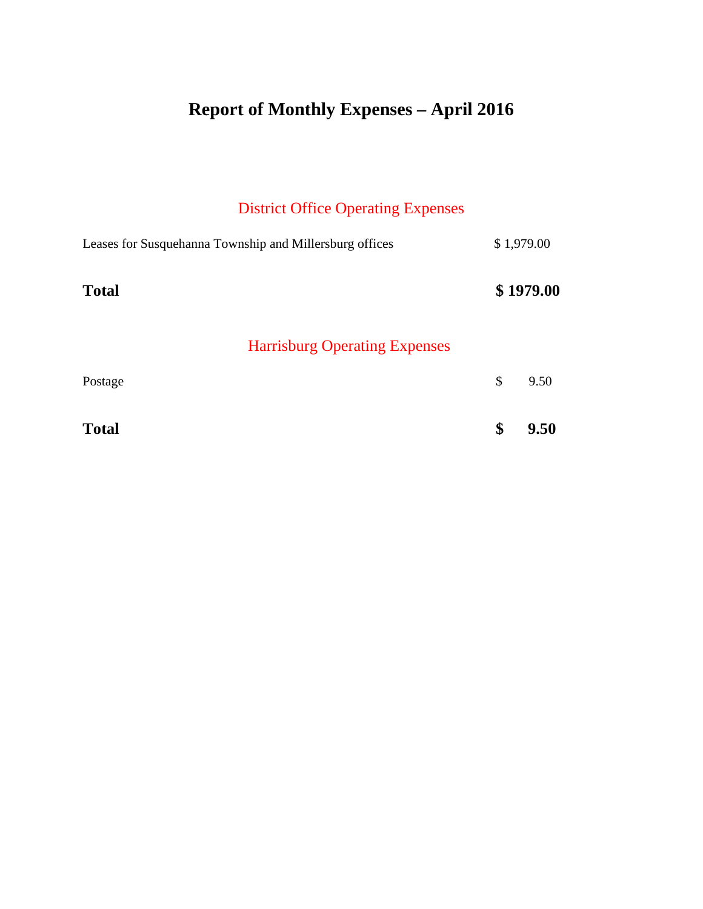# Report of Monthly Expenses – April 2016

## District Office Operating Expenses

| | |
|---|---|
| Leases for Susquehanna Township and Millersburg offices | $ 1,979.00 |
| **Total** | **$ 1979.00** |

## Harrisburg Operating Expenses

| | |
|---|---|
| Postage | $ 9.50 |
| **Total** | **$ 9.50** |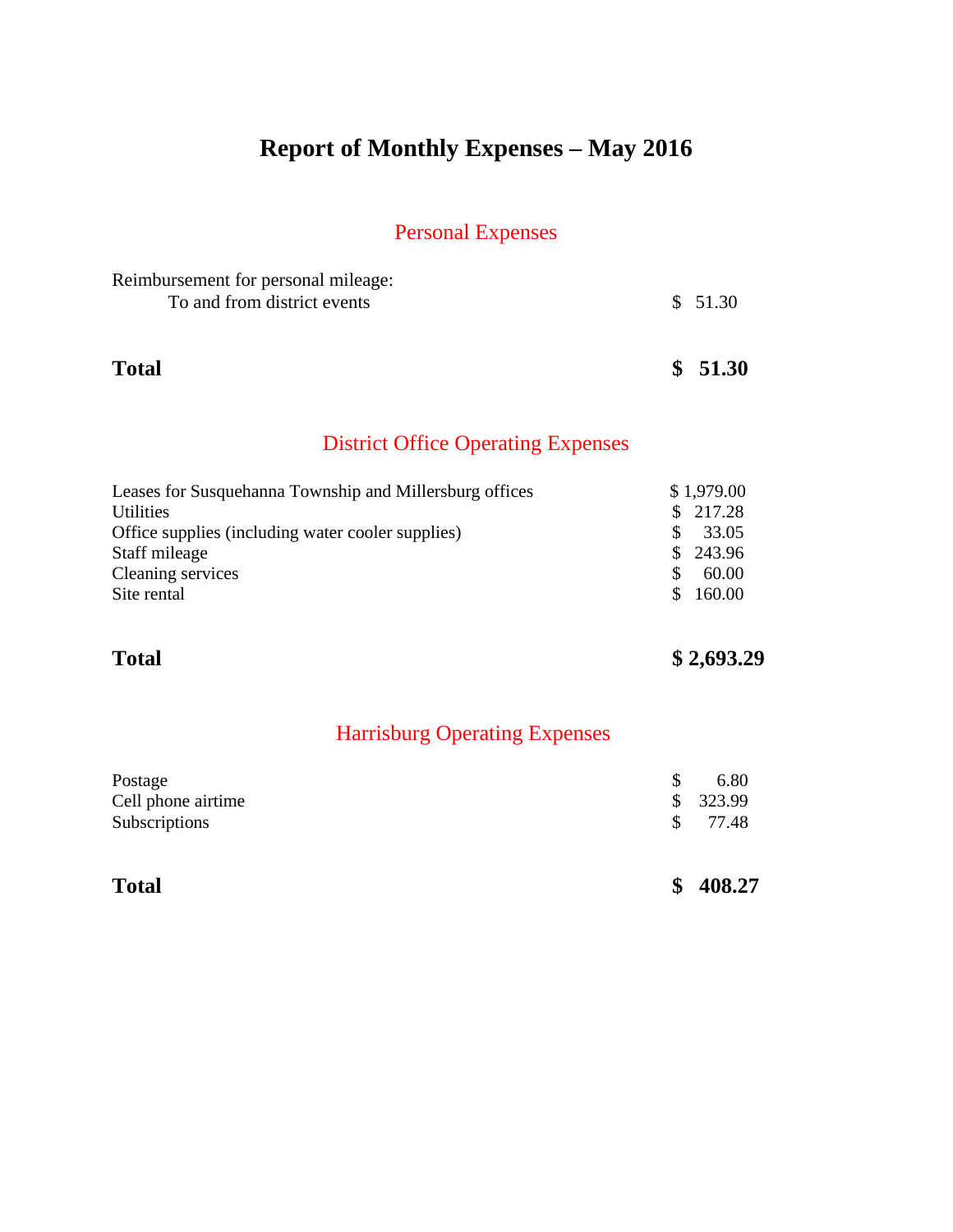# Report of Monthly Expenses – May 2016

## Personal Expenses

| | |
|---|---|
| Reimbursement for personal mileage: | |
| To and from district events | $ 51.30 |
| **Total** | **$ 51.30** |

## District Office Operating Expenses

| | |
|---|---|
| Leases for Susquehanna Township and Millersburg offices | $ 1,979.00 |
| Utilities | $ 217.28 |
| Office supplies (including water cooler supplies) | $ 33.05 |
| Staff mileage | $ 243.96 |
| Cleaning services | $ 60.00 |
| Site rental | $ 160.00 |
| **Total** | **$ 2,693.29** |

## Harrisburg Operating Expenses

| | |
|---|---|
| Postage | $ 6.80 |
| Cell phone airtime | $ 323.99 |
| Subscriptions | $ 77.48 |
| **Total** | **$ 408.27** |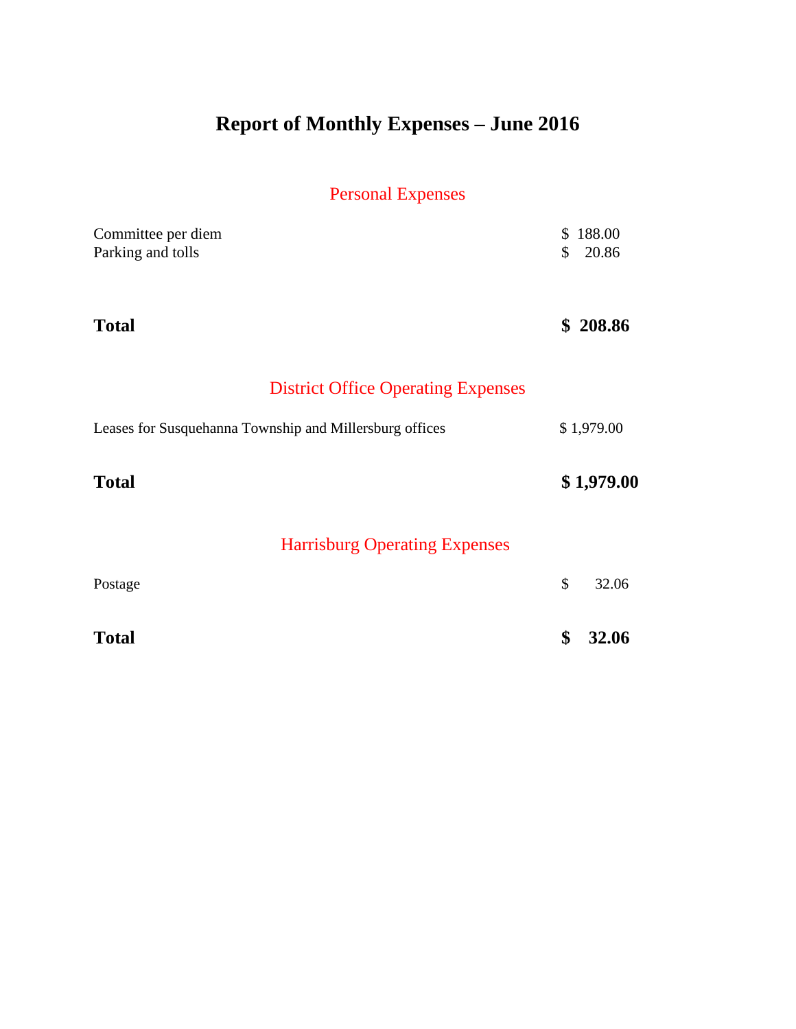# Report of Monthly Expenses – June 2016

## Personal Expenses

| | |
|---|---|
| Committee per diem | $ 188.00 |
| Parking and tolls | $ 20.86 |
| **Total** | **$ 208.86** |

## District Office Operating Expenses

| | |
|---|---|
| Leases for Susquehanna Township and Millersburg offices | $ 1,979.00 |
| **Total** | **$ 1,979.00** |

## Harrisburg Operating Expenses

| | |
|---|---|
| Postage | $ 32.06 |
| **Total** | **$ 32.06** |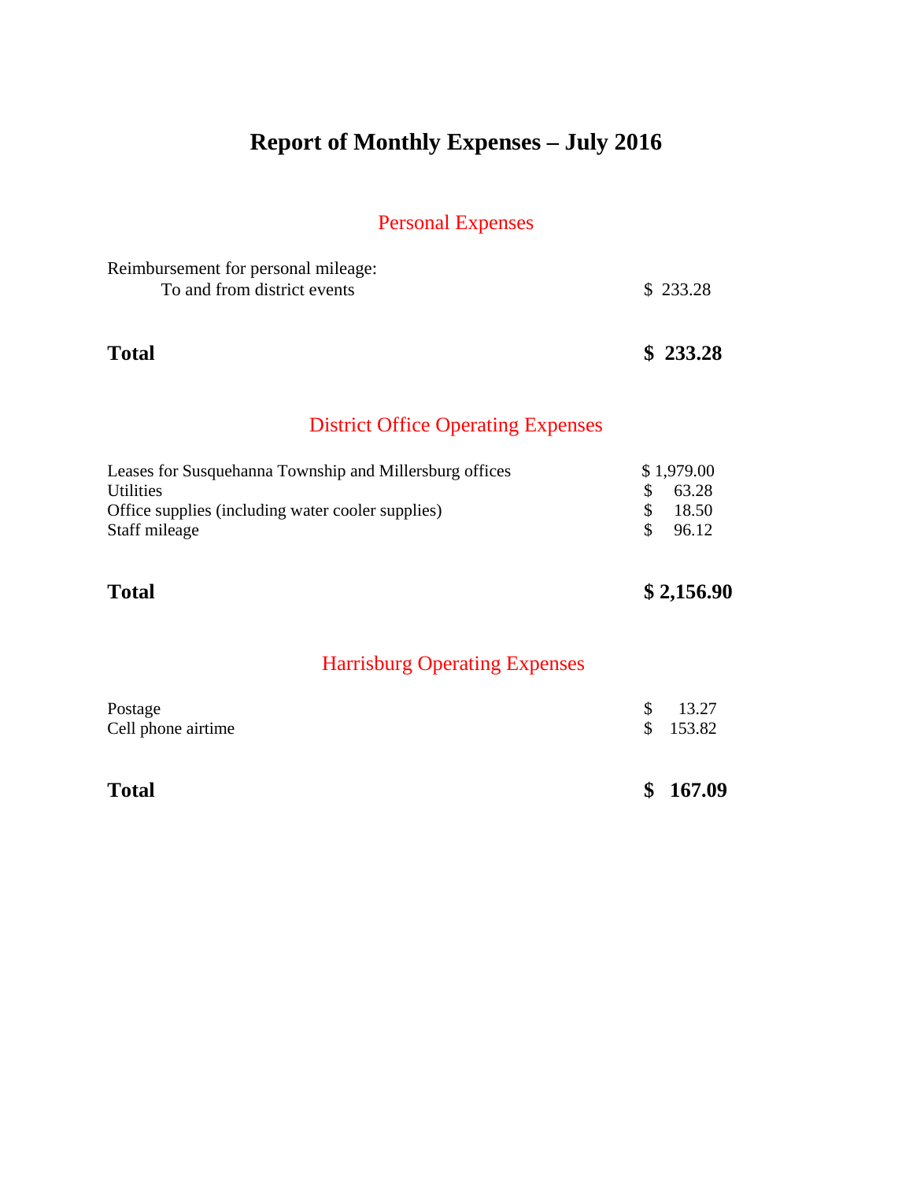# Report of Monthly Expenses – July 2016

## Personal Expenses

| | |
|---|---|
| Reimbursement for personal mileage: | |
| To and from district events | $ 233.28 |
| **Total** | **$ 233.28** |

## District Office Operating Expenses

| | |
|---|---|
| Leases for Susquehanna Township and Millersburg offices | $ 1,979.00 |
| Utilities | $ 63.28 |
| Office supplies (including water cooler supplies) | $ 18.50 |
| Staff mileage | $ 96.12 |
| **Total** | **$ 2,156.90** |

## Harrisburg Operating Expenses

| | |
|---|---|
| Postage | $ 13.27 |
| Cell phone airtime | $ 153.82 |
| **Total** | **$ 167.09** |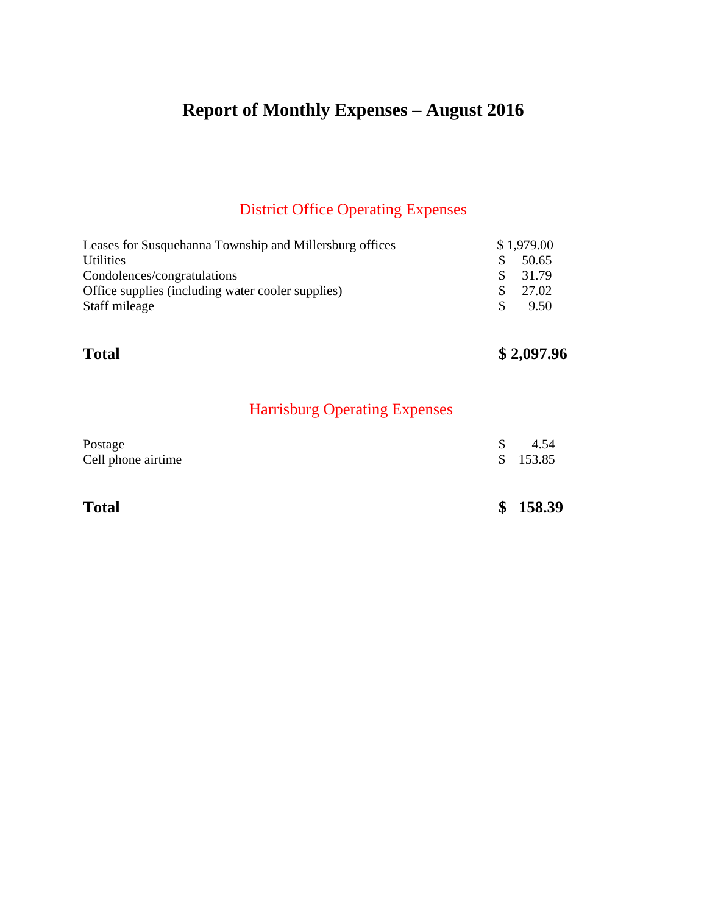# Report of Monthly Expenses – August 2016

## District Office Operating Expenses

| | |
|---|---|
| Leases for Susquehanna Township and Millersburg offices | $ 1,979.00 |
| Utilities | $ 50.65 |
| Condolences/congratulations | $ 31.79 |
| Office supplies (including water cooler supplies) | $ 27.02 |
| Staff mileage | $ 9.50 |
| **Total** | **$ 2,097.96** |

## Harrisburg Operating Expenses

| | |
|---|---|
| Postage | $ 4.54 |
| Cell phone airtime | $ 153.85 |
| **Total** | **$ 158.39** |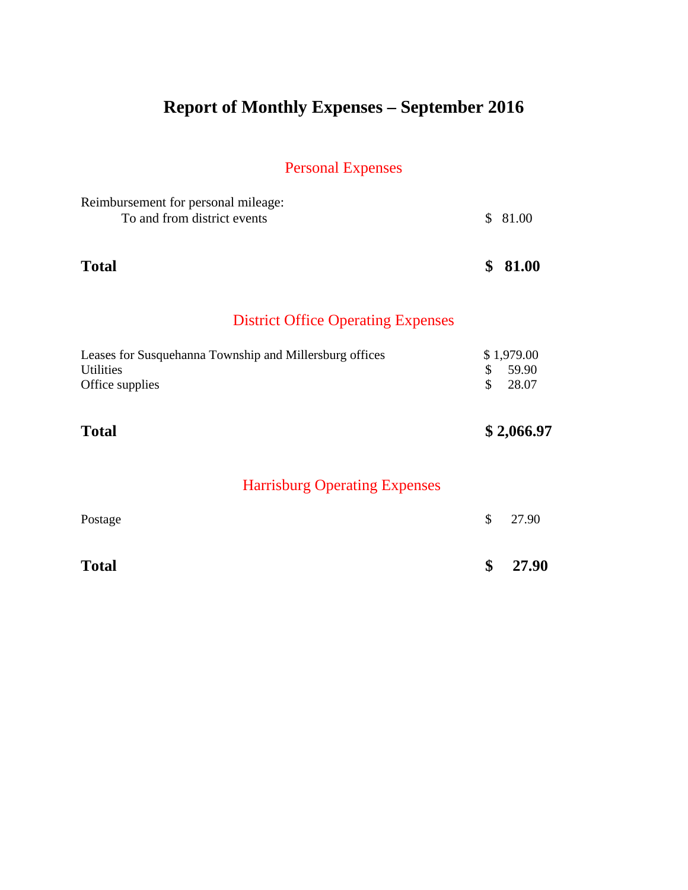# Report of Monthly Expenses – September 2016

## Personal Expenses

| | |
|---|---|
| Reimbursement for personal mileage: | |
| To and from district events | $ 81.00 |
| **Total** | **$ 81.00** |

## District Office Operating Expenses

| | |
|---|---|
| Leases for Susquehanna Township and Millersburg offices | $ 1,979.00 |
| Utilities | $ 59.90 |
| Office supplies | $ 28.07 |
| **Total** | **$ 2,066.97** |

## Harrisburg Operating Expenses

| | |
|---|---|
| Postage | $ 27.90 |
| **Total** | **$ 27.90** |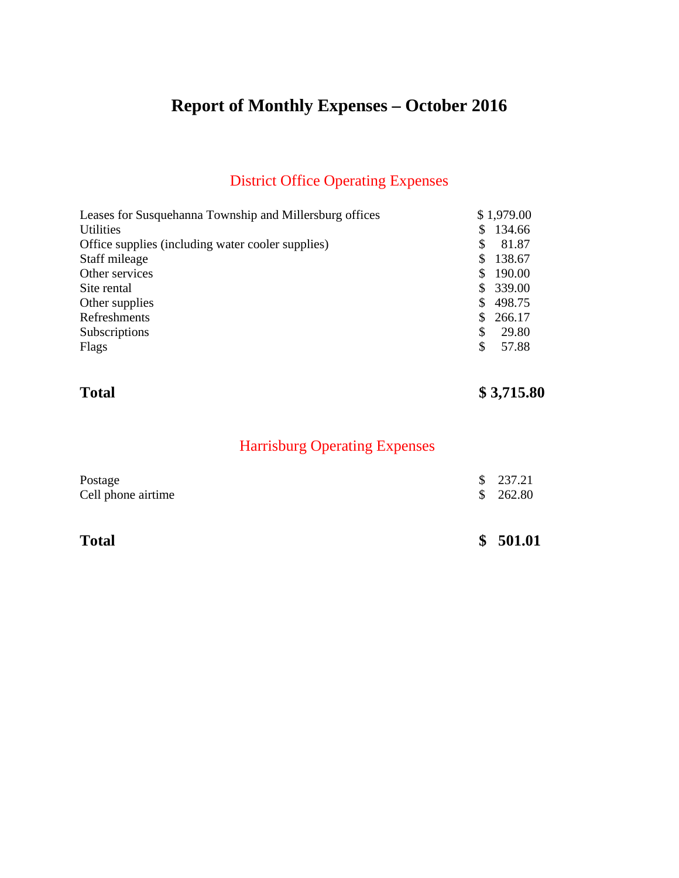# Report of Monthly Expenses – October 2016

## District Office Operating Expenses

| Item | Amount |
|---|---|
| Leases for Susquehanna Township and Millersburg offices | $ 1,979.00 |
| Utilities | $ 134.66 |
| Office supplies (including water cooler supplies) | $ 81.87 |
| Staff mileage | $ 138.67 |
| Other services | $ 190.00 |
| Site rental | $ 339.00 |
| Other supplies | $ 498.75 |
| Refreshments | $ 266.17 |
| Subscriptions | $ 29.80 |
| Flags | $ 57.88 |
| **Total** | **$ 3,715.80** |

## Harrisburg Operating Expenses

| Item | Amount |
|---|---|
| Postage | $ 237.21 |
| Cell phone airtime | $ 262.80 |
| **Total** | **$ 501.01** |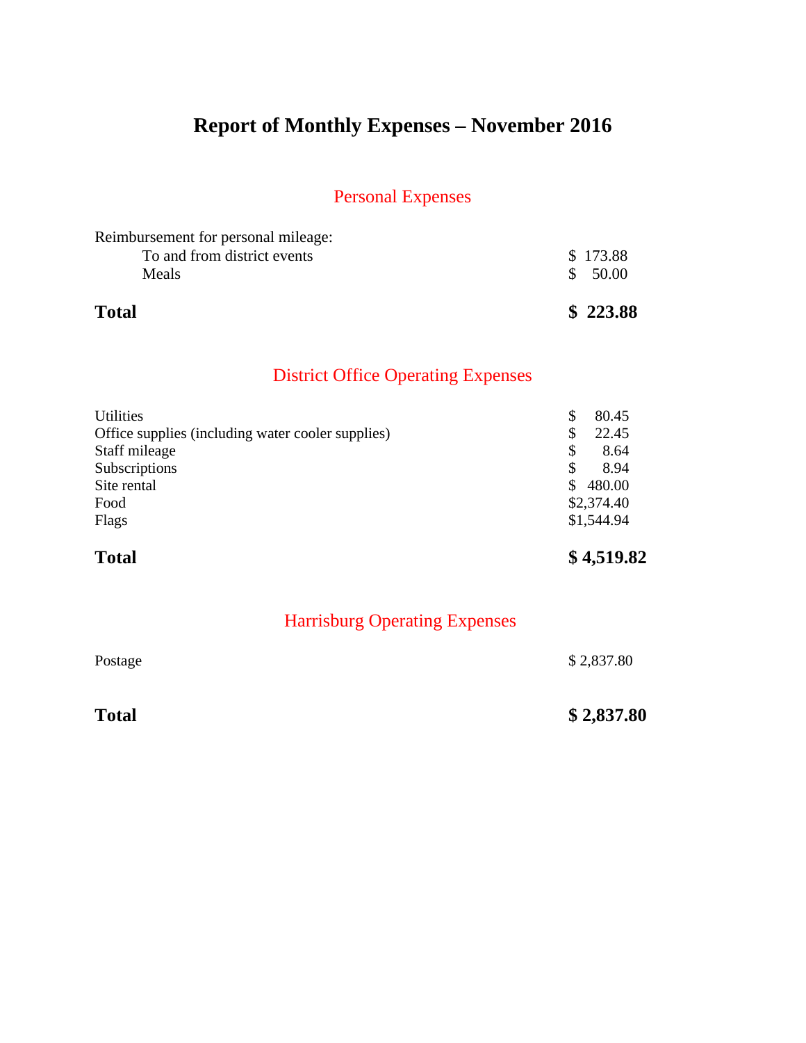# Report of Monthly Expenses – November 2016

## Personal Expenses

| | |
|---|---|
| Reimbursement for personal mileage: | |
| To and from district events | $ 173.88 |
| Meals | $ 50.00 |
| **Total** | **$ 223.88** |

## District Office Operating Expenses

| | |
|---|---|
| Utilities | $ 80.45 |
| Office supplies (including water cooler supplies) | $ 22.45 |
| Staff mileage | $ 8.64 |
| Subscriptions | $ 8.94 |
| Site rental | $ 480.00 |
| Food | $2,374.40 |
| Flags | $1,544.94 |
| **Total** | **$ 4,519.82** |

## Harrisburg Operating Expenses

| | |
|---|---|
| Postage | $ 2,837.80 |
| **Total** | **$ 2,837.80** |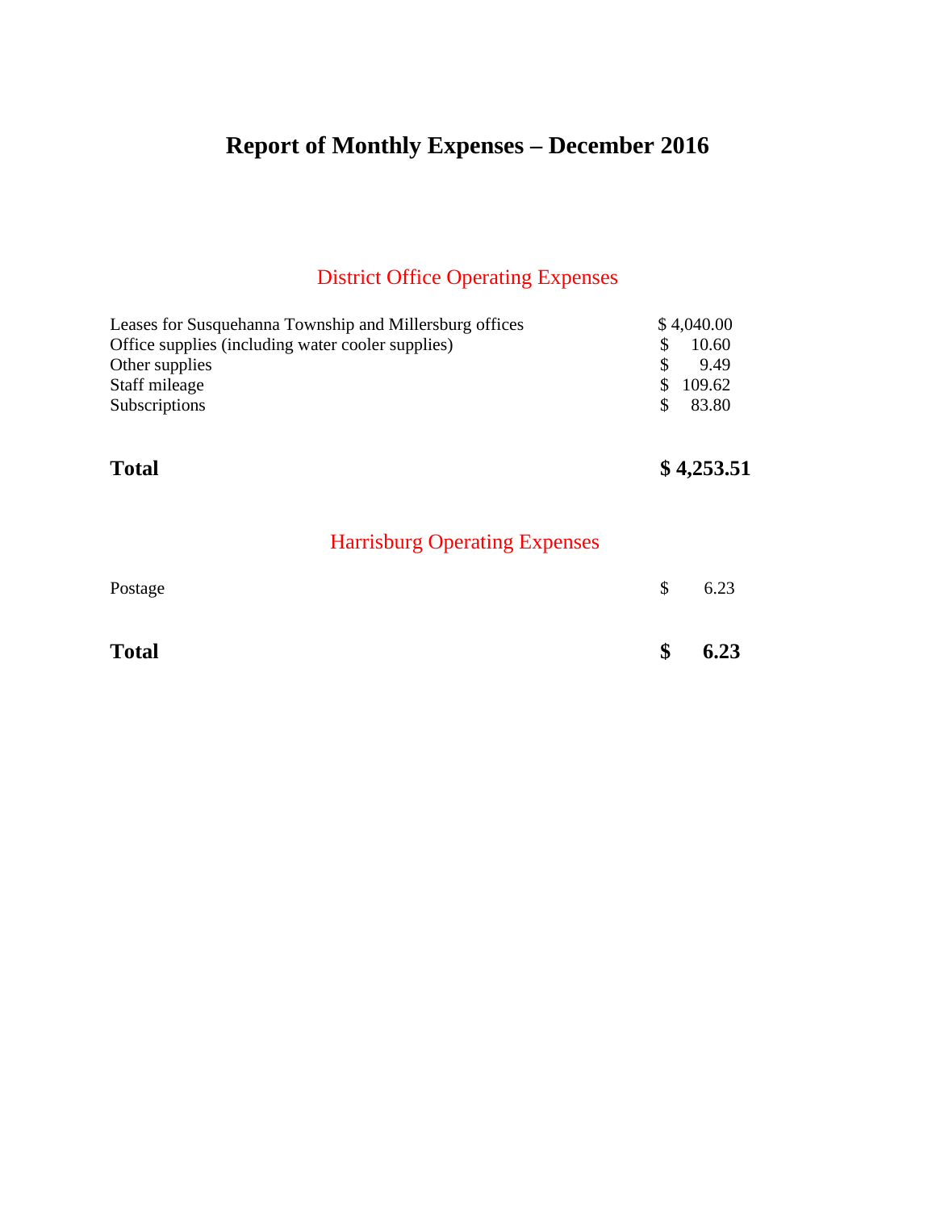# Report of Monthly Expenses – December 2016

## District Office Operating Expenses

| | |
|---|---|
| Leases for Susquehanna Township and Millersburg offices | $ 4,040.00 |
| Office supplies (including water cooler supplies) | $ 10.60 |
| Other supplies | $ 9.49 |
| Staff mileage | $ 109.62 |
| Subscriptions | $ 83.80 |
| **Total** | **$ 4,253.51** |

## Harrisburg Operating Expenses

| | |
|---|---|
| Postage | $ 6.23 |
| **Total** | **$ 6.23** |